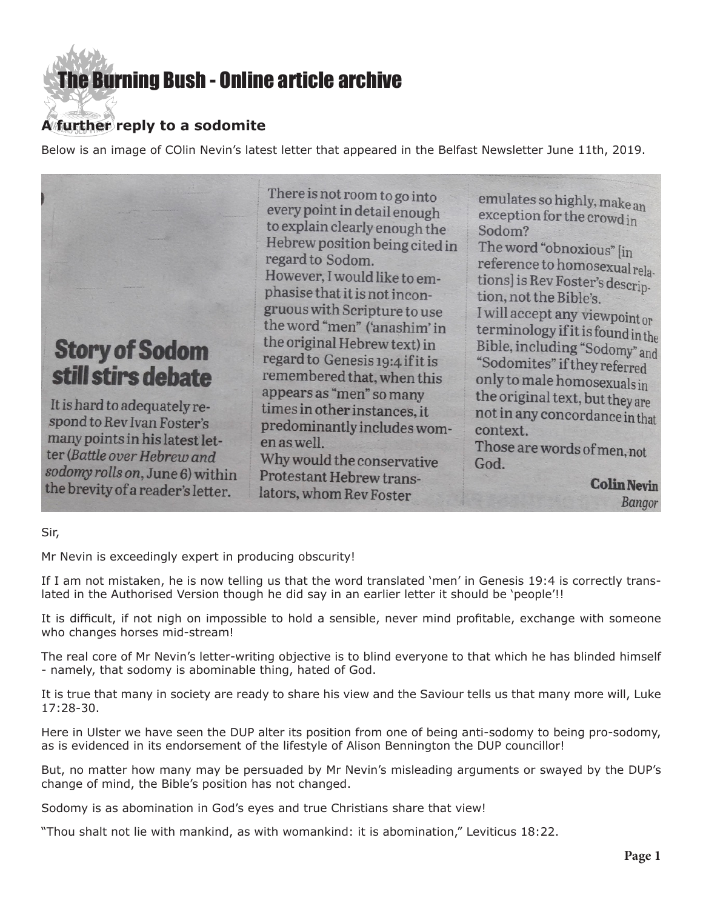# The Burning Bush - Online article archive

## A further reply to a sodomite

Below is an image of COlin Nevin's latest letter that appeared in the Belfast Newsletter June 11th, 2019.

**Story of Sodom still stirs debate**

It is hard to adequately respond to Rev Ivan Foster's many points in his latest letter (*Battle over Hebrew and sodomy rolls on*, June 6) within the brevity of a reader's letter.

There is not room to go into every point in detail enough to explain clearly enough the Hebrew position being cited in regard to Sodom.

However, I would like to emphasise that it is not incongruous with Scripture to use the word "men" ('anashim' in the original Hebrew text) in regard to Genesis 19:4 if it is remembered that, when this appears as "men" so many times in other instances, it predominantly includes women as well.

Why would the conservative Protestant Hebrew translators, whom Rev Foster emulates so highly, make an exception for the crowd in Sodom?

The word "obnoxious" [in reference to homosexual relations] is Rev Foster's description, not the Bible's.

I will accept any viewpoint or terminology if it is found in the Bible, including "Sodomy" and "Sodomites" if they referred only to male homosexuals in the original text, but they are not in any concordance in that context.

Those are words of men, not God.

**Colin Nevin**
*Bangor*

Sir,

Mr Nevin is exceedingly expert in producing obscurity!

If I am not mistaken, he is now telling us that the word translated 'men' in Genesis 19:4 is correctly translated in the Authorised Version though he did say in an earlier letter it should be 'people'!!

It is difficult, if not nigh on impossible to hold a sensible, never mind profitable, exchange with someone who changes horses mid-stream!

The real core of Mr Nevin's letter-writing objective is to blind everyone to that which he has blinded himself - namely, that sodomy is abominable thing, hated of God.

It is true that many in society are ready to share his view and the Saviour tells us that many more will, Luke 17:28-30.

Here in Ulster we have seen the DUP alter its position from one of being anti-sodomy to being pro-sodomy, as is evidenced in its endorsement of the lifestyle of Alison Bennington the DUP councillor!

But, no matter how many may be persuaded by Mr Nevin's misleading arguments or swayed by the DUP's change of mind, the Bible's position has not changed.

Sodomy is as abomination in God's eyes and true Christians share that view!

"Thou shalt not lie with mankind, as with womankind: it is abomination," Leviticus 18:22.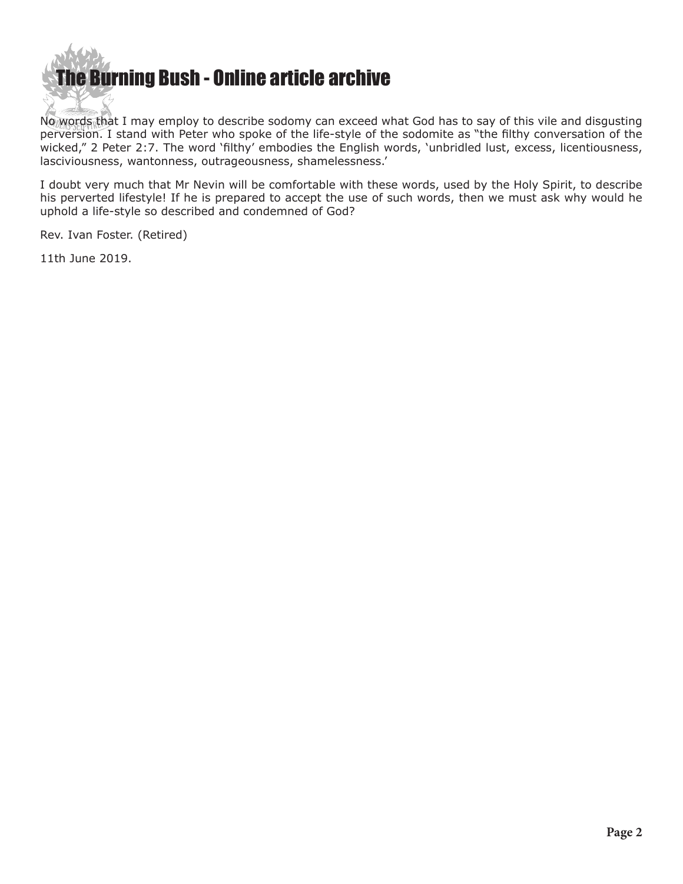No words that I may employ to describe sodomy can exceed what God has to say of this vile and disgusting perversion. I stand with Peter who spoke of the life-style of the sodomite as "the filthy conversation of the wicked," 2 Peter 2:7. The word 'filthy' embodies the English words, 'unbridled lust, excess, licentiousness, lasciviousness, wantonness, outrageousness, shamelessness.'

I doubt very much that Mr Nevin will be comfortable with these words, used by the Holy Spirit, to describe his perverted lifestyle! If he is prepared to accept the use of such words, then we must ask why would he uphold a life-style so described and condemned of God?

Rev. Ivan Foster. (Retired)

11th June 2019.